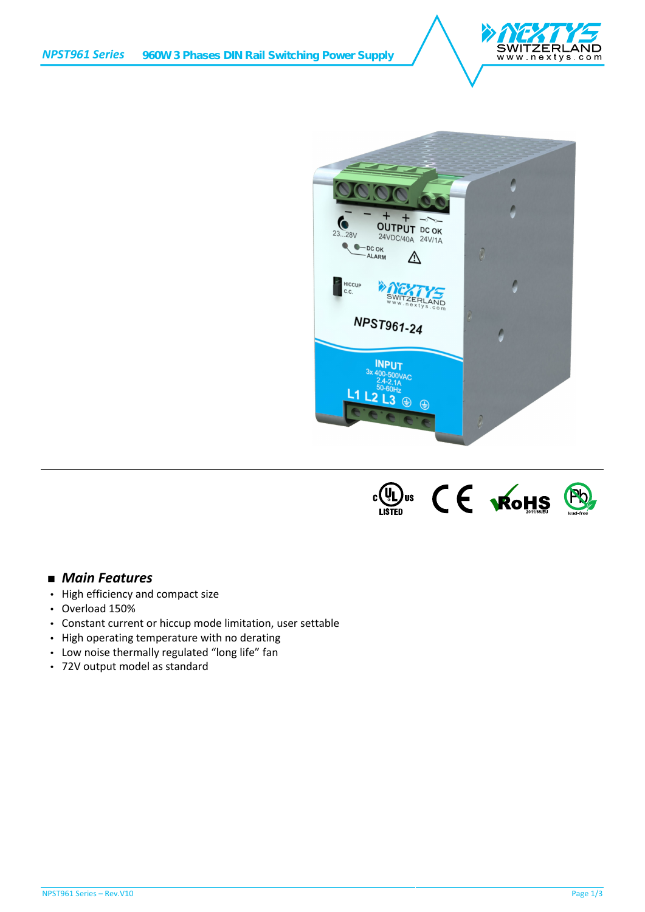# NPST961 Series — 960W 3 Phases DIN Rail Switching Power Supply

## Main Features

- High efficiency and compact size
- Overload 150%
- Constant current or hiccup mode limitation, user settable
- High operating temperature with no derating
- Low noise thermally regulated "long life" fan
- 72V output model as standard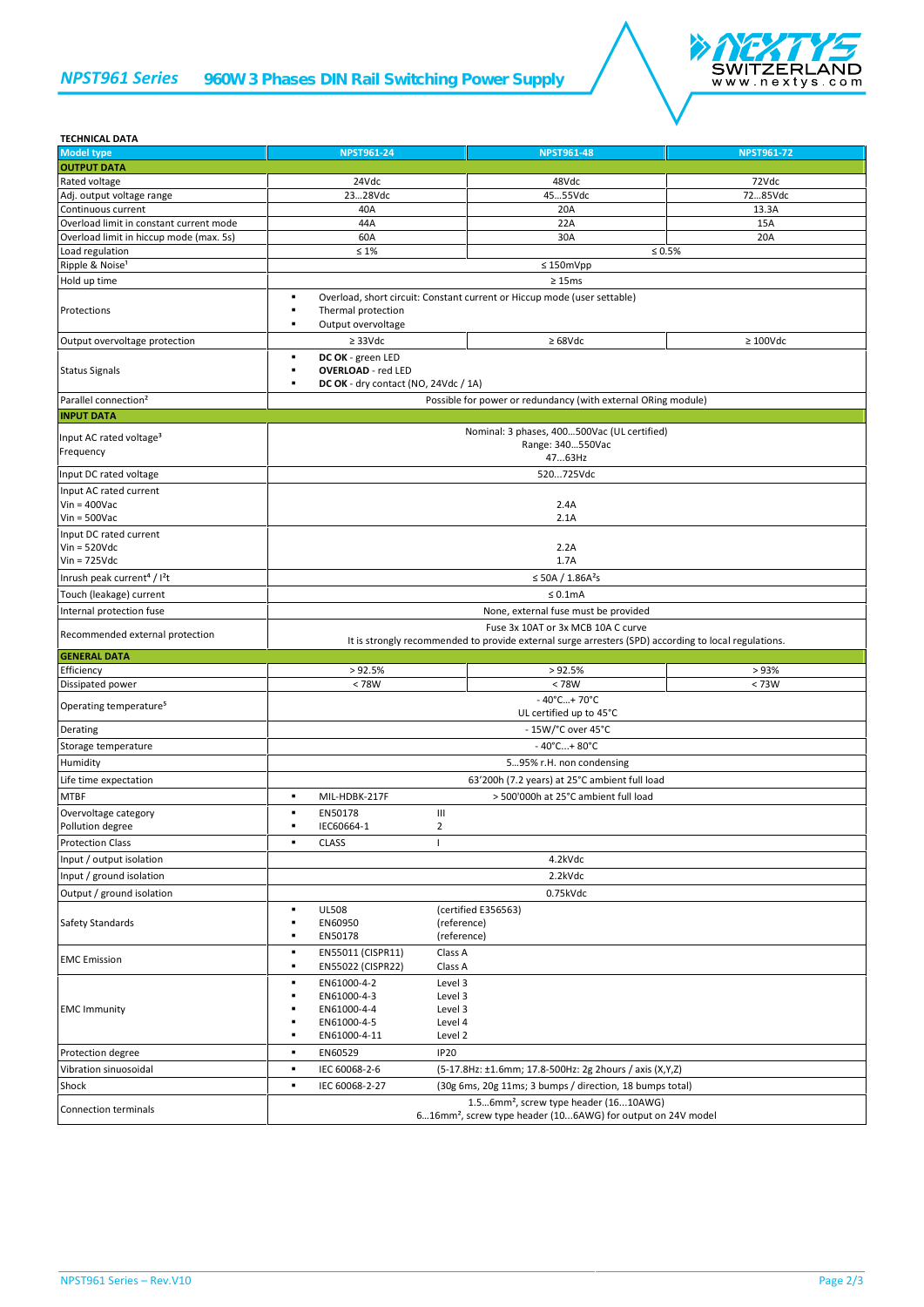# NPST961 Series 960W 3 Phases DIN Rail Switching Power Supply

**TECHNICAL DATA**

| Model type | NPST961-24 | NPST961-48 | NPST961-72 |
|---|---|---|---|
| **OUTPUT DATA** | | | |
| Rated voltage | 24Vdc | 48Vdc | 72Vdc |
| Adj. output voltage range | 23…28Vdc | 45…55Vdc | 72…85Vdc |
| Continuous current | 40A | 20A | 13.3A |
| Overload limit in constant current mode | 44A | 22A | 15A |
| Overload limit in hiccup mode (max. 5s) | 60A | 30A | 20A |
| Load regulation | ≤ 1% | ≤ 0.5% | |
| Ripple & Noise[1] | ≤ 150mVpp | | |
| Hold up time | ≥ 15ms | | |
| Protections | ▪ Overload, short circuit: Constant current or Hiccup mode (user settable)<br>▪ Thermal protection<br>▪ Output overvoltage | | |
| Output overvoltage protection | ≥ 33Vdc | ≥ 68Vdc | ≥ 100Vdc |
| Status Signals | ▪ **DC OK** - green LED<br>▪ **OVERLOAD** - red LED<br>▪ **DC OK** - dry contact (NO, 24Vdc / 1A) | | |
| Parallel connection[2] | Possible for power or redundancy (with external ORing module) | | |
| **INPUT DATA** | | | |
| Input AC rated voltage[3]<br>Frequency | Nominal: 3 phases, 400…500Vac (UL certified)<br>Range: 340…550Vac<br>47…63Hz | | |
| Input DC rated voltage | 520…725Vdc | | |
| Input AC rated current<br>Vin = 400Vac<br>Vin = 500Vac | 2.4A<br>2.1A | | |
| Input DC rated current<br>Vin = 520Vdc<br>Vin = 725Vdc | 2.2A<br>1.7A | | |
| Inrush peak current[4] / $I^2t$ | ≤ 50A / 1.86$A^2$s | | |
| Touch (leakage) current | ≤ 0.1mA | | |
| Internal protection fuse | None, external fuse must be provided | | |
| Recommended external protection | Fuse 3x 10AT or 3x MCB 10A C curve<br>It is strongly recommended to provide external surge arresters (SPD) according to local regulations. | | |
| **GENERAL DATA** | | | |
| Efficiency | > 92.5% | > 92.5% | > 93% |
| Dissipated power | < 78W | < 78W | < 73W |
| Operating temperature[5] | - 40°C…+ 70°C<br>UL certified up to 45°C | | |
| Derating | - 15W/°C over 45°C | | |
| Storage temperature | - 40°C…+ 80°C | | |
| Humidity | 5…95% r.H. non condensing | | |
| Life time expectation | 63'200h (7.2 years) at 25°C ambient full load | | |
| MTBF | ▪ MIL-HDBK-217F: > 500'000h at 25°C ambient full load | | |
| Overvoltage category<br>Pollution degree | ▪ EN50178: III<br>▪ IEC60664-1: 2 | | |
| Protection Class | ▪ CLASS: I | | |
| Input / output isolation | 4.2kVdc | | |
| Input / ground isolation | 2.2kVdc | | |
| Output / ground isolation | 0.75kVdc | | |
| Safety Standards | ▪ UL508 (certified E356563)<br>▪ EN60950 (reference)<br>▪ EN50178 (reference) | | |
| EMC Emission | ▪ EN55011 (CISPR11) Class A<br>▪ EN55022 (CISPR22) Class A | | |
| EMC Immunity | ▪ EN61000-4-2 Level 3<br>▪ EN61000-4-3 Level 3<br>▪ EN61000-4-4 Level 3<br>▪ EN61000-4-5 Level 4<br>▪ EN61000-4-11 Level 2 | | |
| Protection degree | ▪ EN60529: IP20 | | |
| Vibration sinuosoidal | ▪ IEC 60068-2-6 (5-17.8Hz: ±1.6mm; 17.8-500Hz: 2g 2hours / axis (X,Y,Z) | | |
| Shock | ▪ IEC 60068-2-27 (30g 6ms, 20g 11ms; 3 bumps / direction, 18 bumps total) | | |
| Connection terminals | 1.5…6mm², screw type header (16...10AWG)<br>6…16mm², screw type header (10...6AWG) for output on 24V model | | |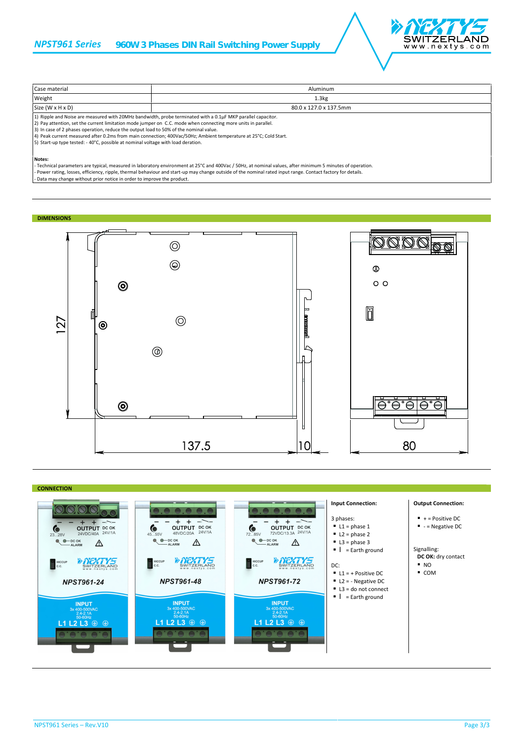| | |
|---|---|
| Case material | Aluminum |
| Weight | 1.3kg |
| Size (W x H x D) | 80.0 x 127.0 x 137.5mm |

1) Ripple and Noise are measured with 20MHz bandwidth, probe terminated with a 0.1µF MKP parallel capacitor.
2) Pay attention, set the current limitation mode jumper on C.C. mode when connecting more units in parallel.
3) In case of 2 phases operation, reduce the output load to 50% of the nominal value.
4) Peak current measured after 0.2ms from main connection; 400Vac/50Hz; Ambient temperature at 25°C; Cold Start.
5) Start-up type tested: - 40°C, possible at nominal voltage with load deration.

**Notes:**
- Technical parameters are typical, measured in laboratory environment at 25°C and 400Vac / 50Hz, at nominal values, after minimum 5 minutes of operation.
- Power rating, losses, efficiency, ripple, thermal behaviour and start-up may change outside of the nominal rated input range. Contact factory for details.
- Data may change without prior notice in order to improve the product.

## DIMENSIONS

127

137.5

10

80

## CONNECTION

NPST961-24: OUTPUT 24VDC/40A, 23...28V, DC OK 24V/1A, DC OK ALARM, HICCUP C.C., INPUT 3x 400-500VAC 2.4-2.1A 50-60Hz, L1 L2 L3

NPST961-48: OUTPUT 48VDC/20A, 45...55V, DC OK 24V/1A, DC OK ALARM, HICCUP C.C., INPUT 3x 400-500VAC 2.4-2.1A 50-60Hz, L1 L2 L3

NPST961-72: OUTPUT 72VDC/13.3A, 72...85V, DC OK 24V/1A, DC OK ALARM, HICCUP C.C., INPUT 3x 400-500VAC 2.4-2.1A 50-60Hz, L1 L2 L3

**Input Connection:**

3 phases:
- L1 = phase 1
- L2 = phase 2
- L3 = phase 3
- ⏚ = Earth ground

DC:
- L1 = + Positive DC
- L2 = - Negative DC
- L3 = do not connect
- ⏚ = Earth ground

**Output Connection:**
- + = Positive DC
- - = Negative DC

Signalling:

**DC OK:** dry contact
- NO
- COM